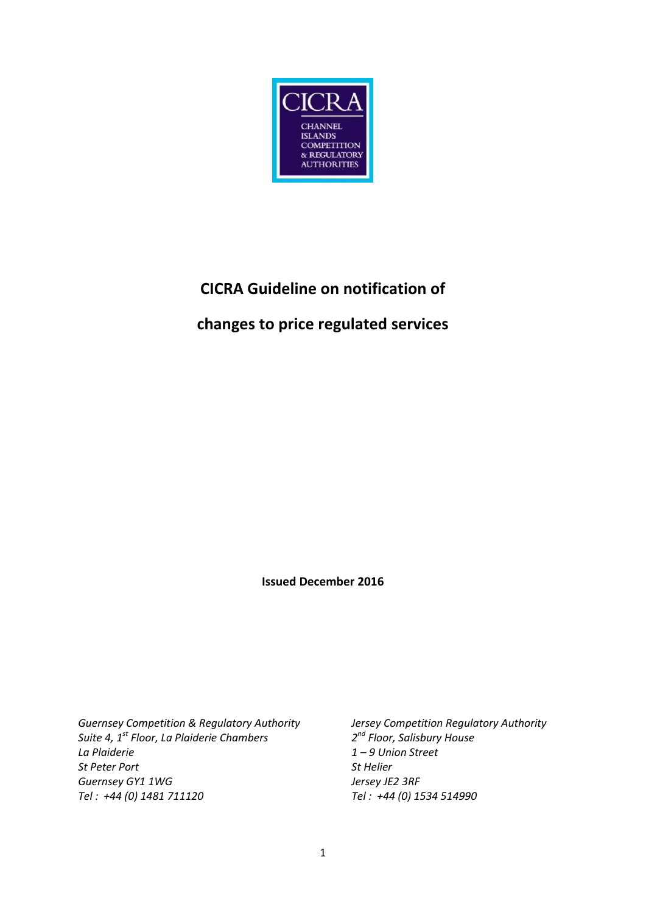CICRA

CHANNEL ISLANDS COMPETITION & REGULATORY AUTHORITIES

# CICRA Guideline on notification of changes to price regulated services

**Issued December 2016**

*Guernsey Competition & Regulatory Authority*
*Suite 4, 1st Floor, La Plaiderie Chambers*
*La Plaiderie*
*St Peter Port*
*Guernsey GY1 1WG*
*Tel : +44 (0) 1481 711120*

*Jersey Competition Regulatory Authority*
*2nd Floor, Salisbury House*
*1 – 9 Union Street*
*St Helier*
*Jersey JE2 3RF*
*Tel : +44 (0) 1534 514990*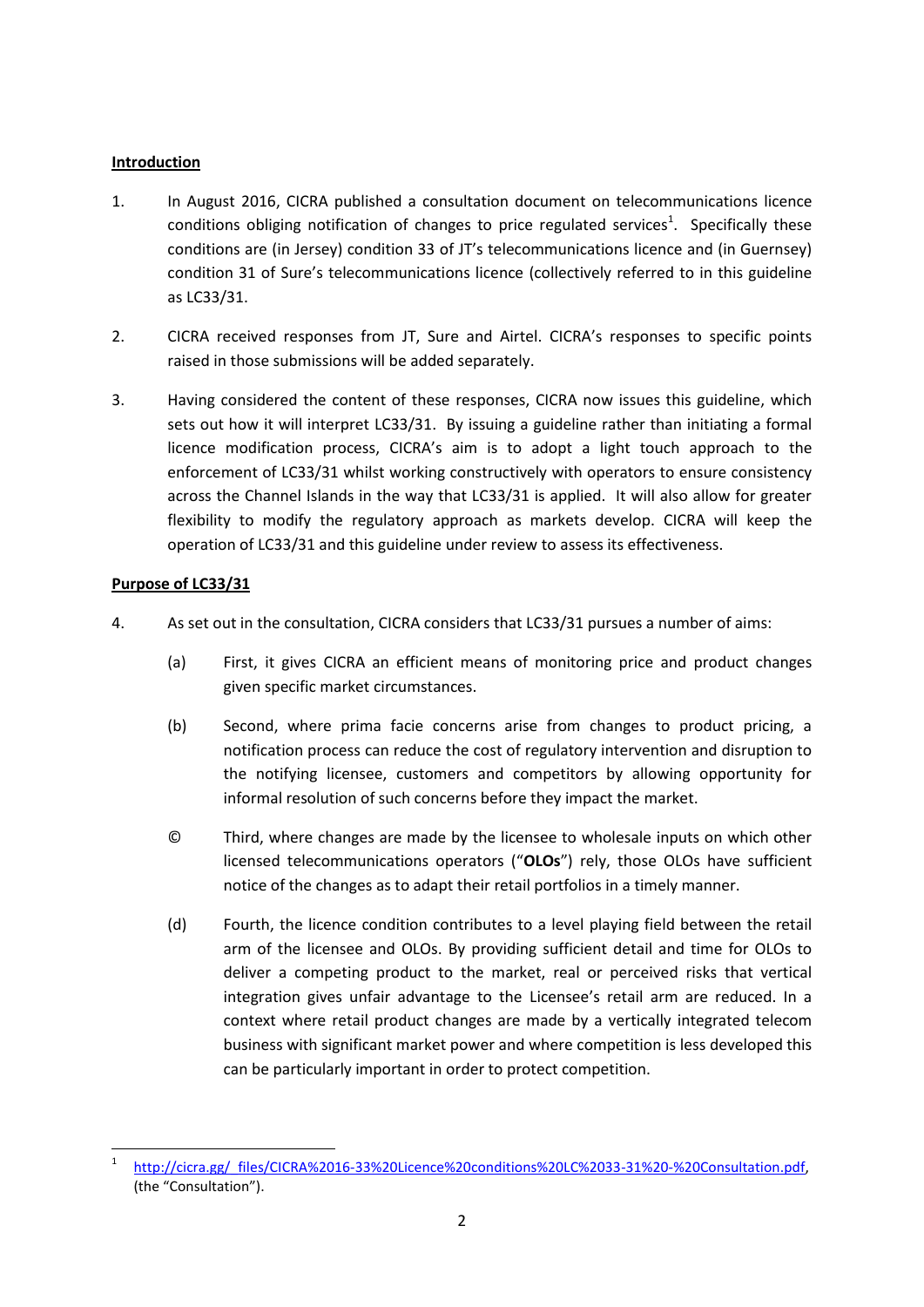**Introduction**

1. In August 2016, CICRA published a consultation document on telecommunications licence conditions obliging notification of changes to price regulated services[1]. Specifically these conditions are (in Jersey) condition 33 of JT's telecommunications licence and (in Guernsey) condition 31 of Sure's telecommunications licence (collectively referred to in this guideline as LC33/31.

2. CICRA received responses from JT, Sure and Airtel. CICRA's responses to specific points raised in those submissions will be added separately.

3. Having considered the content of these responses, CICRA now issues this guideline, which sets out how it will interpret LC33/31. By issuing a guideline rather than initiating a formal licence modification process, CICRA's aim is to adopt a light touch approach to the enforcement of LC33/31 whilst working constructively with operators to ensure consistency across the Channel Islands in the way that LC33/31 is applied. It will also allow for greater flexibility to modify the regulatory approach as markets develop. CICRA will keep the operation of LC33/31 and this guideline under review to assess its effectiveness.

**Purpose of LC33/31**

4. As set out in the consultation, CICRA considers that LC33/31 pursues a number of aims:

   (a) First, it gives CICRA an efficient means of monitoring price and product changes given specific market circumstances.

   (b) Second, where prima facie concerns arise from changes to product pricing, a notification process can reduce the cost of regulatory intervention and disruption to the notifying licensee, customers and competitors by allowing opportunity for informal resolution of such concerns before they impact the market.

   © Third, where changes are made by the licensee to wholesale inputs on which other licensed telecommunications operators ("**OLOs**") rely, those OLOs have sufficient notice of the changes as to adapt their retail portfolios in a timely manner.

   (d) Fourth, the licence condition contributes to a level playing field between the retail arm of the licensee and OLOs. By providing sufficient detail and time for OLOs to deliver a competing product to the market, real or perceived risks that vertical integration gives unfair advantage to the Licensee's retail arm are reduced. In a context where retail product changes are made by a vertically integrated telecom business with significant market power and where competition is less developed this can be particularly important in order to protect competition.

---

[1] http://cicra.gg/_files/CICRA%2016-33%20Licence%20conditions%20LC%2033-31%20-%20Consultation.pdf, (the "Consultation").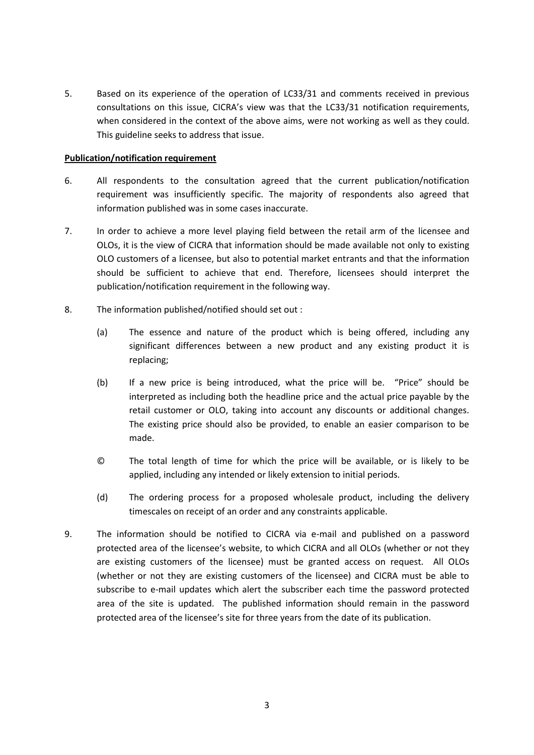5. Based on its experience of the operation of LC33/31 and comments received in previous consultations on this issue, CICRA's view was that the LC33/31 notification requirements, when considered in the context of the above aims, were not working as well as they could. This guideline seeks to address that issue.

**Publication/notification requirement**

6. All respondents to the consultation agreed that the current publication/notification requirement was insufficiently specific. The majority of respondents also agreed that information published was in some cases inaccurate.

7. In order to achieve a more level playing field between the retail arm of the licensee and OLOs, it is the view of CICRA that information should be made available not only to existing OLO customers of a licensee, but also to potential market entrants and that the information should be sufficient to achieve that end. Therefore, licensees should interpret the publication/notification requirement in the following way.

8. The information published/notified should set out :

    (a) The essence and nature of the product which is being offered, including any significant differences between a new product and any existing product it is replacing;

    (b) If a new price is being introduced, what the price will be. "Price" should be interpreted as including both the headline price and the actual price payable by the retail customer or OLO, taking into account any discounts or additional changes. The existing price should also be provided, to enable an easier comparison to be made.

    © The total length of time for which the price will be available, or is likely to be applied, including any intended or likely extension to initial periods.

    (d) The ordering process for a proposed wholesale product, including the delivery timescales on receipt of an order and any constraints applicable.

9. The information should be notified to CICRA via e-mail and published on a password protected area of the licensee's website, to which CICRA and all OLOs (whether or not they are existing customers of the licensee) must be granted access on request. All OLOs (whether or not they are existing customers of the licensee) and CICRA must be able to subscribe to e-mail updates which alert the subscriber each time the password protected area of the site is updated. The published information should remain in the password protected area of the licensee's site for three years from the date of its publication.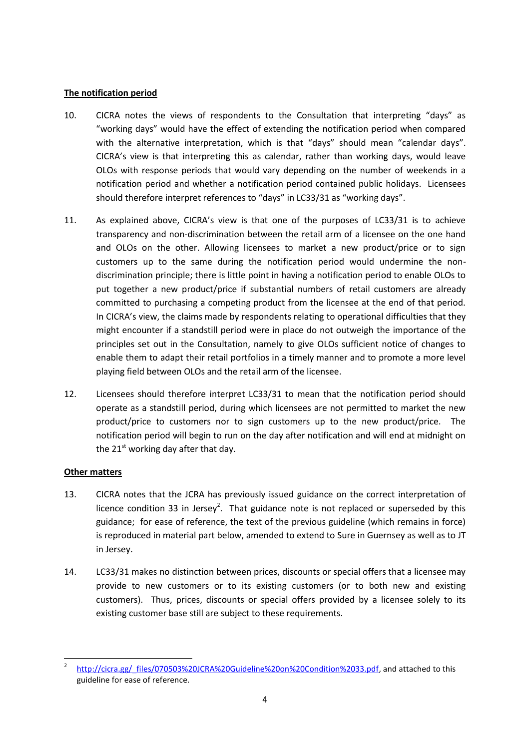**The notification period**

10. CICRA notes the views of respondents to the Consultation that interpreting "days" as "working days" would have the effect of extending the notification period when compared with the alternative interpretation, which is that "days" should mean "calendar days". CICRA's view is that interpreting this as calendar, rather than working days, would leave OLOs with response periods that would vary depending on the number of weekends in a notification period and whether a notification period contained public holidays. Licensees should therefore interpret references to "days" in LC33/31 as "working days".

11. As explained above, CICRA's view is that one of the purposes of LC33/31 is to achieve transparency and non-discrimination between the retail arm of a licensee on the one hand and OLOs on the other. Allowing licensees to market a new product/price or to sign customers up to the same during the notification period would undermine the non-discrimination principle; there is little point in having a notification period to enable OLOs to put together a new product/price if substantial numbers of retail customers are already committed to purchasing a competing product from the licensee at the end of that period. In CICRA's view, the claims made by respondents relating to operational difficulties that they might encounter if a standstill period were in place do not outweigh the importance of the principles set out in the Consultation, namely to give OLOs sufficient notice of changes to enable them to adapt their retail portfolios in a timely manner and to promote a more level playing field between OLOs and the retail arm of the licensee.

12. Licensees should therefore interpret LC33/31 to mean that the notification period should operate as a standstill period, during which licensees are not permitted to market the new product/price to customers nor to sign customers up to the new product/price. The notification period will begin to run on the day after notification and will end at midnight on the 21st working day after that day.

**Other matters**

13. CICRA notes that the JCRA has previously issued guidance on the correct interpretation of licence condition 33 in Jersey[2]. That guidance note is not replaced or superseded by this guidance; for ease of reference, the text of the previous guideline (which remains in force) is reproduced in material part below, amended to extend to Sure in Guernsey as well as to JT in Jersey.

14. LC33/31 makes no distinction between prices, discounts or special offers that a licensee may provide to new customers or to its existing customers (or to both new and existing customers). Thus, prices, discounts or special offers provided by a licensee solely to its existing customer base still are subject to these requirements.

---

[2] http://cicra.gg/_files/070503%20JCRA%20Guideline%20on%20Condition%2033.pdf, and attached to this guideline for ease of reference.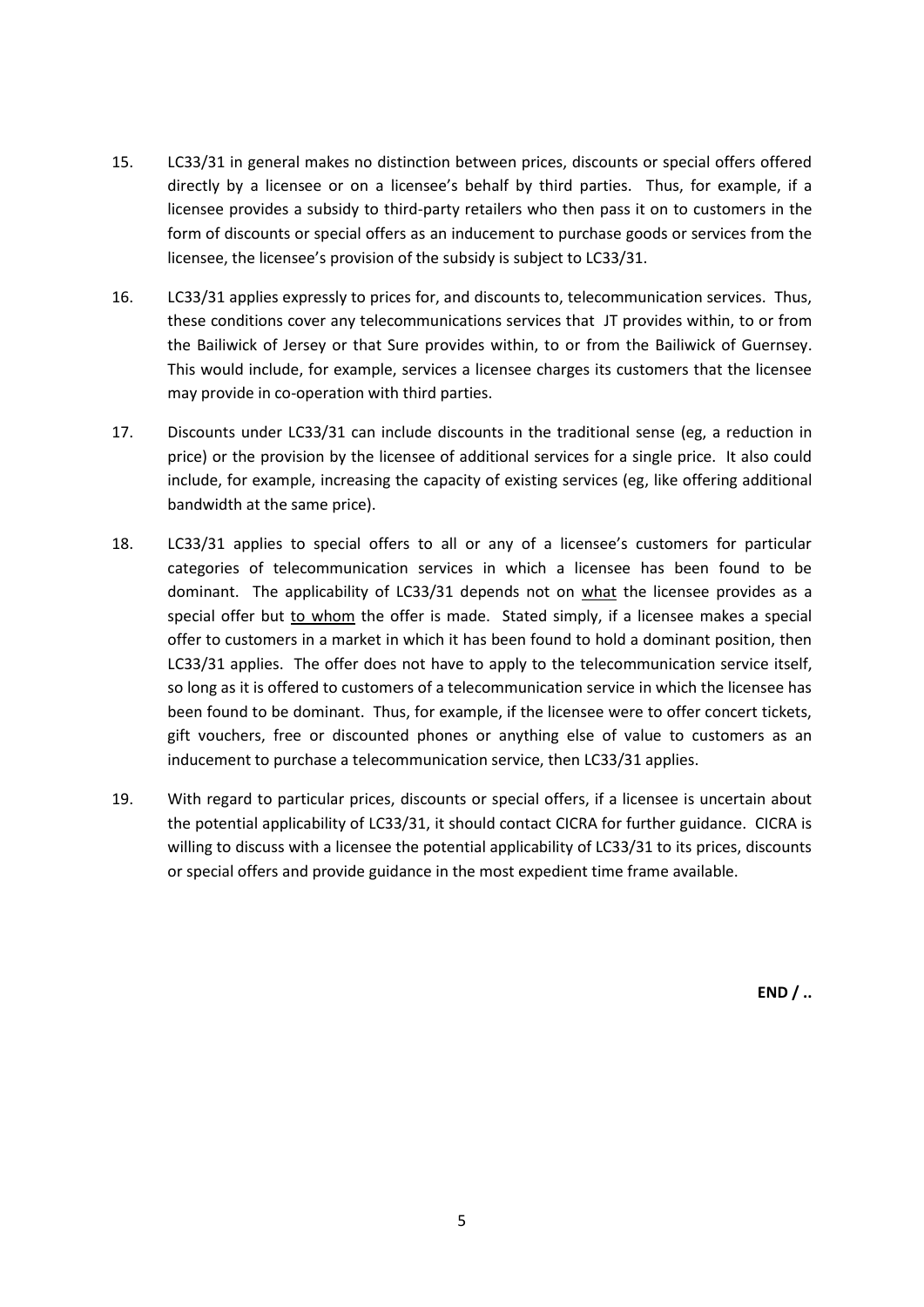15. LC33/31 in general makes no distinction between prices, discounts or special offers offered directly by a licensee or on a licensee's behalf by third parties. Thus, for example, if a licensee provides a subsidy to third-party retailers who then pass it on to customers in the form of discounts or special offers as an inducement to purchase goods or services from the licensee, the licensee's provision of the subsidy is subject to LC33/31.

16. LC33/31 applies expressly to prices for, and discounts to, telecommunication services. Thus, these conditions cover any telecommunications services that JT provides within, to or from the Bailiwick of Jersey or that Sure provides within, to or from the Bailiwick of Guernsey. This would include, for example, services a licensee charges its customers that the licensee may provide in co-operation with third parties.

17. Discounts under LC33/31 can include discounts in the traditional sense (eg, a reduction in price) or the provision by the licensee of additional services for a single price. It also could include, for example, increasing the capacity of existing services (eg, like offering additional bandwidth at the same price).

18. LC33/31 applies to special offers to all or any of a licensee's customers for particular categories of telecommunication services in which a licensee has been found to be dominant. The applicability of LC33/31 depends not on <u>what</u> the licensee provides as a special offer but <u>to whom</u> the offer is made. Stated simply, if a licensee makes a special offer to customers in a market in which it has been found to hold a dominant position, then LC33/31 applies. The offer does not have to apply to the telecommunication service itself, so long as it is offered to customers of a telecommunication service in which the licensee has been found to be dominant. Thus, for example, if the licensee were to offer concert tickets, gift vouchers, free or discounted phones or anything else of value to customers as an inducement to purchase a telecommunication service, then LC33/31 applies.

19. With regard to particular prices, discounts or special offers, if a licensee is uncertain about the potential applicability of LC33/31, it should contact CICRA for further guidance. CICRA is willing to discuss with a licensee the potential applicability of LC33/31 to its prices, discounts or special offers and provide guidance in the most expedient time frame available.

**END / ..**